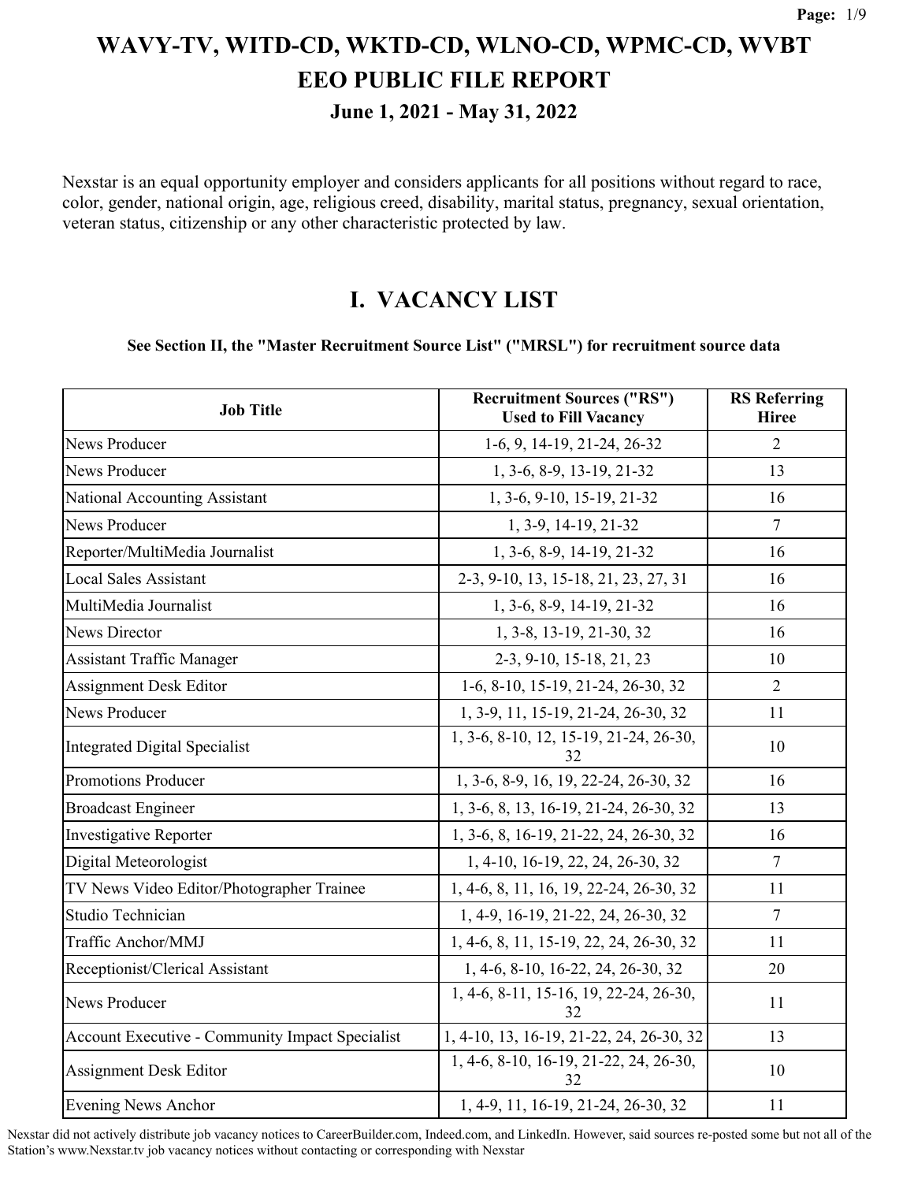# WAVY-TV, WITD-CD, WKTD-CD, WLNO-CD, WPMC-CD, WVBT
# EEO PUBLIC FILE REPORT
### June 1, 2021 - May 31, 2022

Nexstar is an equal opportunity employer and considers applicants for all positions without regard to race, color, gender, national origin, age, religious creed, disability, marital status, pregnancy, sexual orientation, veteran status, citizenship or any other characteristic protected by law.

## I. VACANCY LIST

**See Section II, the "Master Recruitment Source List" ("MRSL") for recruitment source data**

| Job Title | Recruitment Sources ("RS") Used to Fill Vacancy | RS Referring Hiree |
|---|---|---|
| News Producer | 1-6, 9, 14-19, 21-24, 26-32 | 2 |
| News Producer | 1, 3-6, 8-9, 13-19, 21-32 | 13 |
| National Accounting Assistant | 1, 3-6, 9-10, 15-19, 21-32 | 16 |
| News Producer | 1, 3-9, 14-19, 21-32 | 7 |
| Reporter/MultiMedia Journalist | 1, 3-6, 8-9, 14-19, 21-32 | 16 |
| Local Sales Assistant | 2-3, 9-10, 13, 15-18, 21, 23, 27, 31 | 16 |
| MultiMedia Journalist | 1, 3-6, 8-9, 14-19, 21-32 | 16 |
| News Director | 1, 3-8, 13-19, 21-30, 32 | 16 |
| Assistant Traffic Manager | 2-3, 9-10, 15-18, 21, 23 | 10 |
| Assignment Desk Editor | 1-6, 8-10, 15-19, 21-24, 26-30, 32 | 2 |
| News Producer | 1, 3-9, 11, 15-19, 21-24, 26-30, 32 | 11 |
| Integrated Digital Specialist | 1, 3-6, 8-10, 12, 15-19, 21-24, 26-30, 32 | 10 |
| Promotions Producer | 1, 3-6, 8-9, 16, 19, 22-24, 26-30, 32 | 16 |
| Broadcast Engineer | 1, 3-6, 8, 13, 16-19, 21-24, 26-30, 32 | 13 |
| Investigative Reporter | 1, 3-6, 8, 16-19, 21-22, 24, 26-30, 32 | 16 |
| Digital Meteorologist | 1, 4-10, 16-19, 22, 24, 26-30, 32 | 7 |
| TV News Video Editor/Photographer Trainee | 1, 4-6, 8, 11, 16, 19, 22-24, 26-30, 32 | 11 |
| Studio Technician | 1, 4-9, 16-19, 21-22, 24, 26-30, 32 | 7 |
| Traffic Anchor/MMJ | 1, 4-6, 8, 11, 15-19, 22, 24, 26-30, 32 | 11 |
| Receptionist/Clerical Assistant | 1, 4-6, 8-10, 16-22, 24, 26-30, 32 | 20 |
| News Producer | 1, 4-6, 8-11, 15-16, 19, 22-24, 26-30, 32 | 11 |
| Account Executive - Community Impact Specialist | 1, 4-10, 13, 16-19, 21-22, 24, 26-30, 32 | 13 |
| Assignment Desk Editor | 1, 4-6, 8-10, 16-19, 21-22, 24, 26-30, 32 | 10 |
| Evening News Anchor | 1, 4-9, 11, 16-19, 21-24, 26-30, 32 | 11 |

Nexstar did not actively distribute job vacancy notices to CareerBuilder.com, Indeed.com, and LinkedIn. However, said sources re-posted some but not all of the Station's www.Nexstar.tv job vacancy notices without contacting or corresponding with Nexstar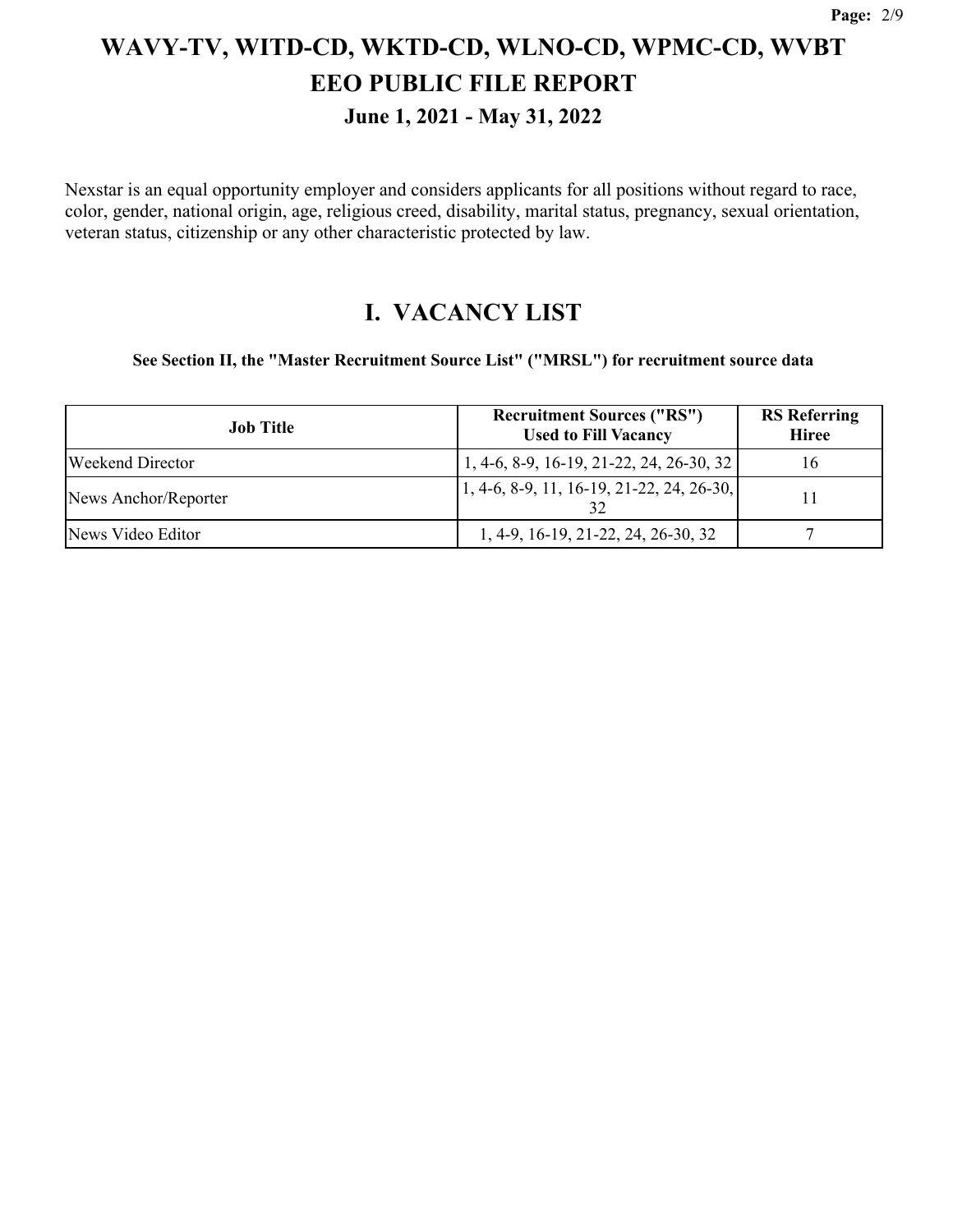# WAVY-TV, WITD-CD, WKTD-CD, WLNO-CD, WPMC-CD, WVBT
# EEO PUBLIC FILE REPORT
## June 1, 2021 - May 31, 2022

Nexstar is an equal opportunity employer and considers applicants for all positions without regard to race, color, gender, national origin, age, religious creed, disability, marital status, pregnancy, sexual orientation, veteran status, citizenship or any other characteristic protected by law.

## I. VACANCY LIST

**See Section II, the "Master Recruitment Source List" ("MRSL") for recruitment source data**

| Job Title | Recruitment Sources ("RS") Used to Fill Vacancy | RS Referring Hiree |
|---|---|---|
| Weekend Director | 1, 4-6, 8-9, 16-19, 21-22, 24, 26-30, 32 | 16 |
| News Anchor/Reporter | 1, 4-6, 8-9, 11, 16-19, 21-22, 24, 26-30, 32 | 11 |
| News Video Editor | 1, 4-9, 16-19, 21-22, 24, 26-30, 32 | 7 |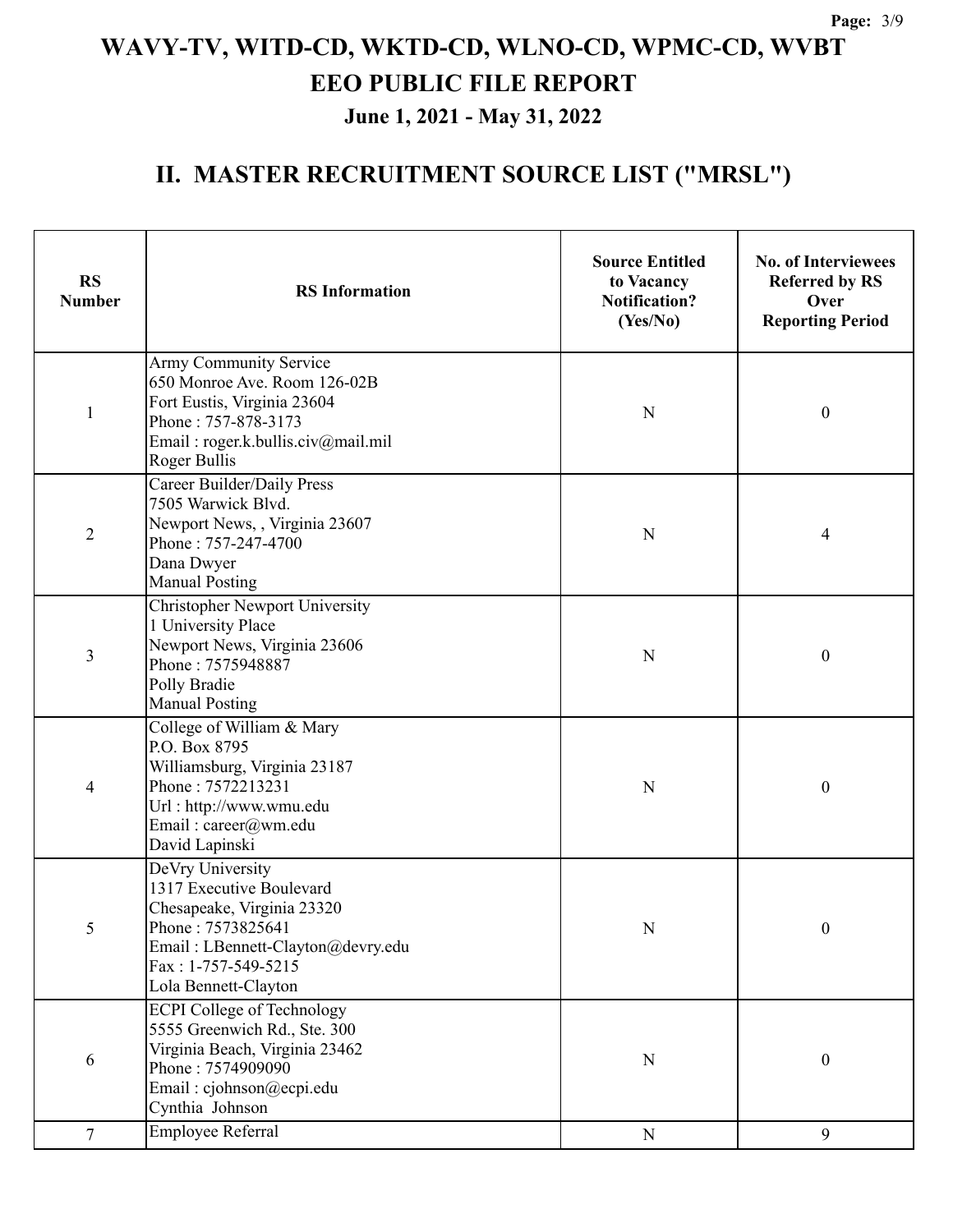# WAVY-TV, WITD-CD, WKTD-CD, WLNO-CD, WPMC-CD, WVBT

# EEO PUBLIC FILE REPORT

## June 1, 2021 - May 31, 2022

## II. MASTER RECRUITMENT SOURCE LIST ("MRSL")

| RS Number | RS Information | Source Entitled to Vacancy Notification? (Yes/No) | No. of Interviewees Referred by RS Over Reporting Period |
|---|---|---|---|
| 1 | Army Community Service<br>650 Monroe Ave. Room 126-02B<br>Fort Eustis, Virginia 23604<br>Phone : 757-878-3173<br>Email : roger.k.bullis.civ@mail.mil<br>Roger Bullis | N | 0 |
| 2 | Career Builder/Daily Press<br>7505 Warwick Blvd.<br>Newport News, , Virginia 23607<br>Phone : 757-247-4700<br>Dana Dwyer<br>Manual Posting | N | 4 |
| 3 | Christopher Newport University<br>1 University Place<br>Newport News, Virginia 23606<br>Phone : 7575948887<br>Polly Bradie<br>Manual Posting | N | 0 |
| 4 | College of William & Mary<br>P.O. Box 8795<br>Williamsburg, Virginia 23187<br>Phone : 7572213231<br>Url : http://www.wmu.edu<br>Email : career@wm.edu<br>David Lapinski | N | 0 |
| 5 | DeVry University<br>1317 Executive Boulevard<br>Chesapeake, Virginia 23320<br>Phone : 7573825641<br>Email : LBennett-Clayton@devry.edu<br>Fax : 1-757-549-5215<br>Lola Bennett-Clayton | N | 0 |
| 6 | ECPI College of Technology<br>5555 Greenwich Rd., Ste. 300<br>Virginia Beach, Virginia 23462<br>Phone : 7574909090<br>Email : cjohnson@ecpi.edu<br>Cynthia Johnson | N | 0 |
| 7 | Employee Referral | N | 9 |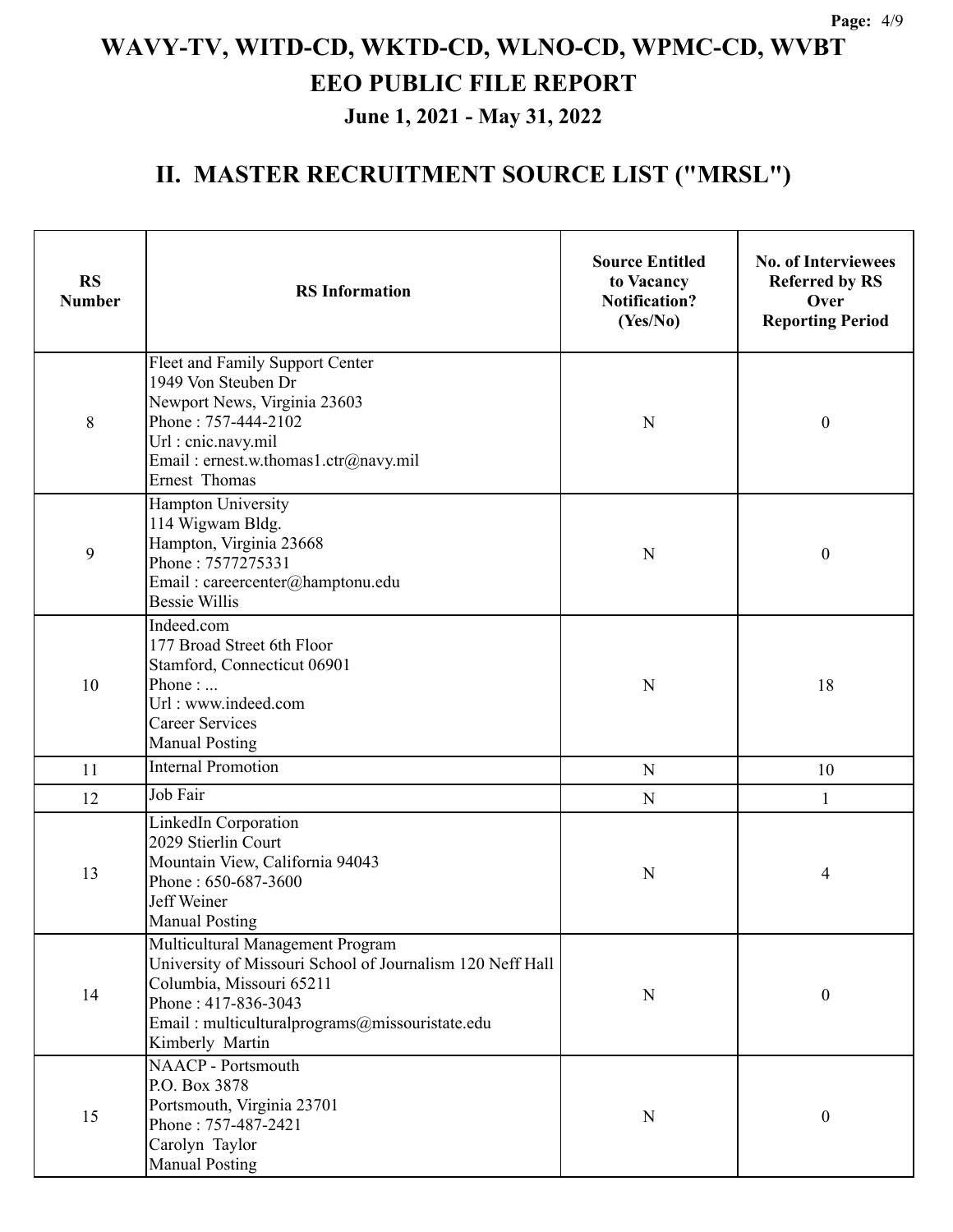# WAVY-TV, WITD-CD, WKTD-CD, WLNO-CD, WPMC-CD, WVBT

## EEO PUBLIC FILE REPORT

### June 1, 2021 - May 31, 2022

## II. MASTER RECRUITMENT SOURCE LIST ("MRSL")

| RS Number | RS Information | Source Entitled to Vacancy Notification? (Yes/No) | No. of Interviewees Referred by RS Over Reporting Period |
|---|---|---|---|
| 8 | Fleet and Family Support Center<br>1949 Von Steuben Dr<br>Newport News, Virginia 23603<br>Phone : 757-444-2102<br>Url : cnic.navy.mil<br>Email : ernest.w.thomas1.ctr@navy.mil<br>Ernest Thomas | N | 0 |
| 9 | Hampton University<br>114 Wigwam Bldg.<br>Hampton, Virginia 23668<br>Phone : 7577275331<br>Email : careercenter@hamptonu.edu<br>Bessie Willis | N | 0 |
| 10 | Indeed.com<br>177 Broad Street 6th Floor<br>Stamford, Connecticut 06901<br>Phone : ...<br>Url : www.indeed.com<br>Career Services<br>Manual Posting | N | 18 |
| 11 | Internal Promotion | N | 10 |
| 12 | Job Fair | N | 1 |
| 13 | LinkedIn Corporation<br>2029 Stierlin Court<br>Mountain View, California 94043<br>Phone : 650-687-3600<br>Jeff Weiner<br>Manual Posting | N | 4 |
| 14 | Multicultural Management Program<br>University of Missouri School of Journalism 120 Neff Hall<br>Columbia, Missouri 65211<br>Phone : 417-836-3043<br>Email : multiculturalprograms@missouristate.edu<br>Kimberly Martin | N | 0 |
| 15 | NAACP - Portsmouth<br>P.O. Box 3878<br>Portsmouth, Virginia 23701<br>Phone : 757-487-2421<br>Carolyn Taylor<br>Manual Posting | N | 0 |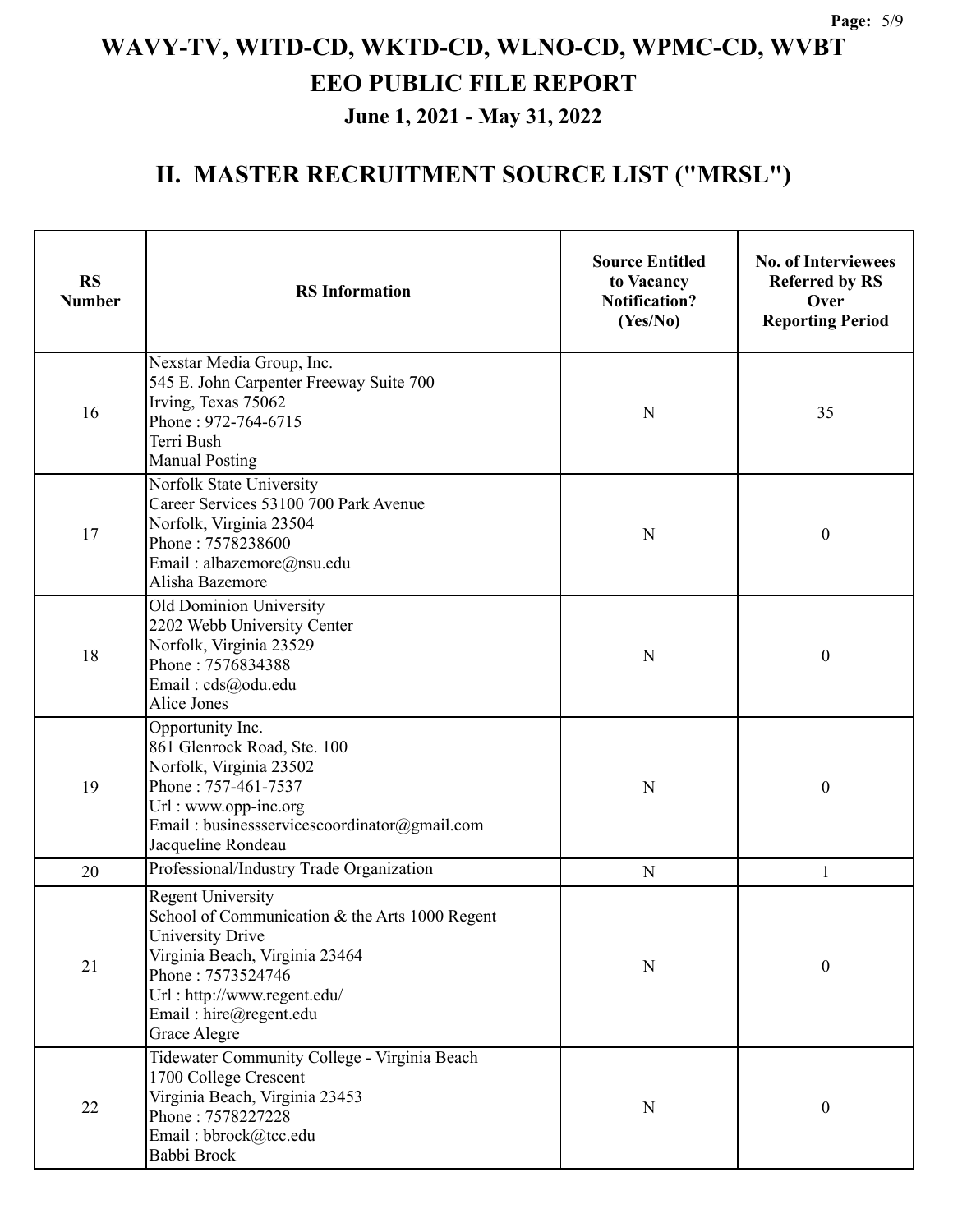# WAVY-TV, WITD-CD, WKTD-CD, WLNO-CD, WPMC-CD, WVBT
# EEO PUBLIC FILE REPORT
## June 1, 2021 - May 31, 2022

## II. MASTER RECRUITMENT SOURCE LIST ("MRSL")

| RS Number | RS Information | Source Entitled to Vacancy Notification? (Yes/No) | No. of Interviewees Referred by RS Over Reporting Period |
|---|---|---|---|
| 16 | Nexstar Media Group, Inc.<br>545 E. John Carpenter Freeway Suite 700<br>Irving, Texas 75062<br>Phone : 972-764-6715<br>Terri Bush<br>Manual Posting | N | 35 |
| 17 | Norfolk State University<br>Career Services 53100 700 Park Avenue<br>Norfolk, Virginia 23504<br>Phone : 7578238600<br>Email : albazemore@nsu.edu<br>Alisha Bazemore | N | 0 |
| 18 | Old Dominion University<br>2202 Webb University Center<br>Norfolk, Virginia 23529<br>Phone : 7576834388<br>Email : cds@odu.edu<br>Alice Jones | N | 0 |
| 19 | Opportunity Inc.<br>861 Glenrock Road, Ste. 100<br>Norfolk, Virginia 23502<br>Phone : 757-461-7537<br>Url : www.opp-inc.org<br>Email : businessservicescoordinator@gmail.com<br>Jacqueline Rondeau | N | 0 |
| 20 | Professional/Industry Trade Organization | N | 1 |
| 21 | Regent University<br>School of Communication & the Arts 1000 Regent University Drive<br>Virginia Beach, Virginia 23464<br>Phone : 7573524746<br>Url : http://www.regent.edu/<br>Email : hire@regent.edu<br>Grace Alegre | N | 0 |
| 22 | Tidewater Community College - Virginia Beach<br>1700 College Crescent<br>Virginia Beach, Virginia 23453<br>Phone : 7578227228<br>Email : bbrock@tcc.edu<br>Babbi Brock | N | 0 |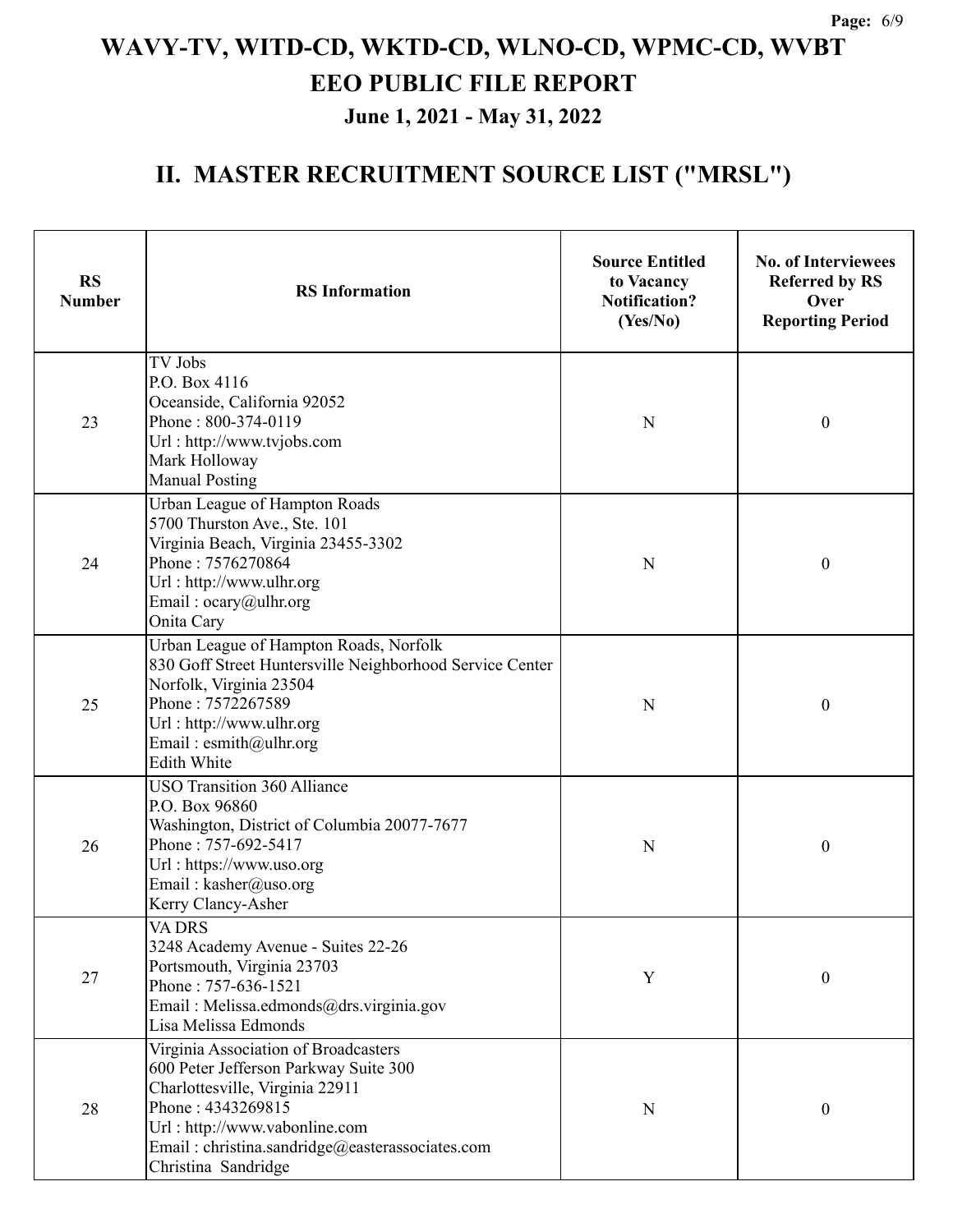# WAVY-TV, WITD-CD, WKTD-CD, WLNO-CD, WPMC-CD, WVBT

# EEO PUBLIC FILE REPORT

### June 1, 2021 - May 31, 2022

## II. MASTER RECRUITMENT SOURCE LIST ("MRSL")

| RS Number | RS Information | Source Entitled to Vacancy Notification? (Yes/No) | No. of Interviewees Referred by RS Over Reporting Period |
|---|---|---|---|
| 23 | TV Jobs<br>P.O. Box 4116<br>Oceanside, California 92052<br>Phone : 800-374-0119<br>Url : http://www.tvjobs.com<br>Mark Holloway<br>Manual Posting | N | 0 |
| 24 | Urban League of Hampton Roads<br>5700 Thurston Ave., Ste. 101<br>Virginia Beach, Virginia 23455-3302<br>Phone : 7576270864<br>Url : http://www.ulhr.org<br>Email : ocary@ulhr.org<br>Onita Cary | N | 0 |
| 25 | Urban League of Hampton Roads, Norfolk<br>830 Goff Street Huntersville Neighborhood Service Center<br>Norfolk, Virginia 23504<br>Phone : 7572267589<br>Url : http://www.ulhr.org<br>Email : esmith@ulhr.org<br>Edith White | N | 0 |
| 26 | USO Transition 360 Alliance<br>P.O. Box 96860<br>Washington, District of Columbia 20077-7677<br>Phone : 757-692-5417<br>Url : https://www.uso.org<br>Email : kasher@uso.org<br>Kerry Clancy-Asher | N | 0 |
| 27 | VA DRS<br>3248 Academy Avenue - Suites 22-26<br>Portsmouth, Virginia 23703<br>Phone : 757-636-1521<br>Email : Melissa.edmonds@drs.virginia.gov<br>Lisa Melissa Edmonds | Y | 0 |
| 28 | Virginia Association of Broadcasters<br>600 Peter Jefferson Parkway Suite 300<br>Charlottesville, Virginia 22911<br>Phone : 4343269815<br>Url : http://www.vabonline.com<br>Email : christina.sandridge@easterassociates.com<br>Christina Sandridge | N | 0 |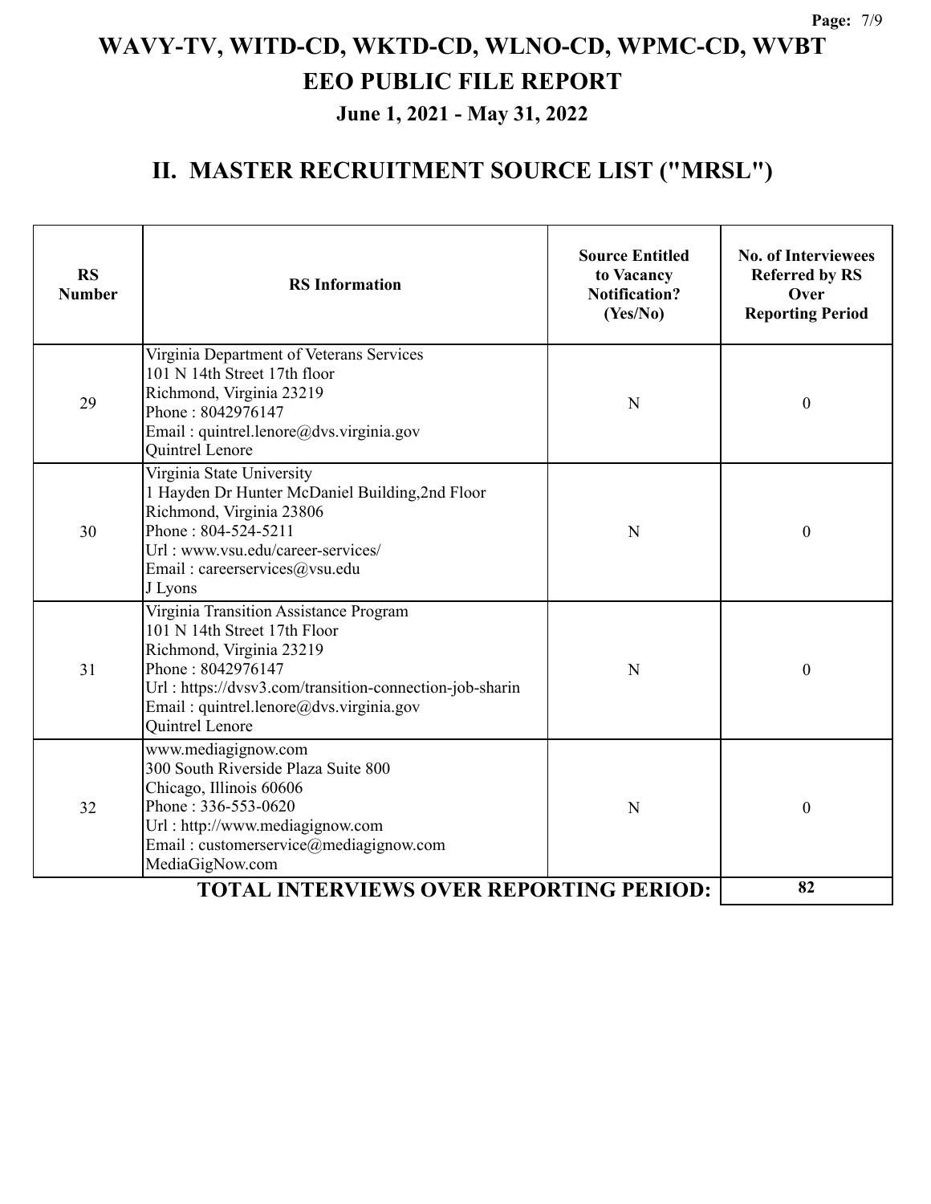# WAVY-TV, WITD-CD, WKTD-CD, WLNO-CD, WPMC-CD, WVBT

# EEO PUBLIC FILE REPORT

### June 1, 2021 - May 31, 2022

## II. MASTER RECRUITMENT SOURCE LIST ("MRSL")

| RS Number | RS Information | Source Entitled to Vacancy Notification? (Yes/No) | No. of Interviewees Referred by RS Over Reporting Period |
|---|---|---|---|
| 29 | Virginia Department of Veterans Services<br>101 N 14th Street 17th floor<br>Richmond, Virginia 23219<br>Phone : 8042976147<br>Email : quintrel.lenore@dvs.virginia.gov<br>Quintrel Lenore | N | 0 |
| 30 | Virginia State University<br>1 Hayden Dr Hunter McDaniel Building,2nd Floor<br>Richmond, Virginia 23806<br>Phone : 804-524-5211<br>Url : www.vsu.edu/career-services/<br>Email : careerservices@vsu.edu<br>J Lyons | N | 0 |
| 31 | Virginia Transition Assistance Program<br>101 N 14th Street 17th Floor<br>Richmond, Virginia 23219<br>Phone : 8042976147<br>Url : https://dvsv3.com/transition-connection-job-sharin<br>Email : quintrel.lenore@dvs.virginia.gov<br>Quintrel Lenore | N | 0 |
| 32 | www.mediagignow.com<br>300 South Riverside Plaza Suite 800<br>Chicago, Illinois 60606<br>Phone : 336-553-0620<br>Url : http://www.mediagignow.com<br>Email : customerservice@mediagignow.com<br>MediaGigNow.com | N | 0 |
| | **TOTAL INTERVIEWS OVER REPORTING PERIOD:** | | **82** |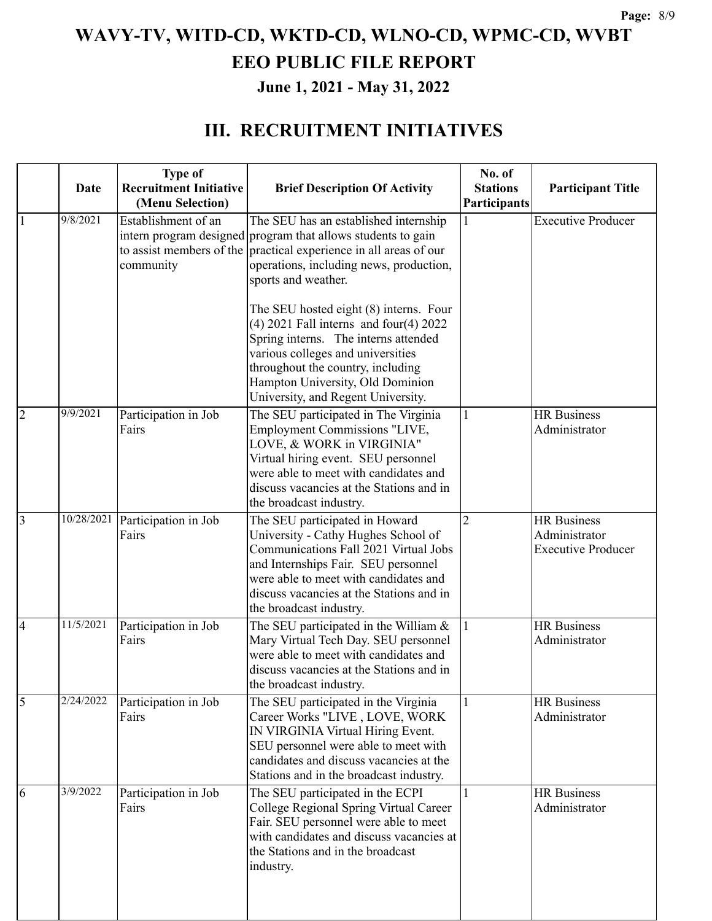# WAVY-TV, WITD-CD, WKTD-CD, WLNO-CD, WPMC-CD, WVBT

## EEO PUBLIC FILE REPORT

### June 1, 2021 - May 31, 2022

## III. RECRUITMENT INITIATIVES

| | Date | Type of Recruitment Initiative (Menu Selection) | Brief Description Of Activity | No. of Stations Participants | Participant Title |
|---|---|---|---|---|---|
| 1 | 9/8/2021 | Establishment of an intern program designed to assist members of the community | The SEU has an established internship program that allows students to gain practical experience in all areas of our operations, including news, production, sports and weather.<br><br>The SEU hosted eight (8) interns. Four (4) 2021 Fall interns and four(4) 2022 Spring interns. The interns attended various colleges and universities throughout the country, including Hampton University, Old Dominion University, and Regent University. | 1 | Executive Producer |
| 2 | 9/9/2021 | Participation in Job Fairs | The SEU participated in The Virginia Employment Commissions "LIVE, LOVE, & WORK in VIRGINIA" Virtual hiring event. SEU personnel were able to meet with candidates and discuss vacancies at the Stations and in the broadcast industry. | 1 | HR Business Administrator |
| 3 | 10/28/2021 | Participation in Job Fairs | The SEU participated in Howard University - Cathy Hughes School of Communications Fall 2021 Virtual Jobs and Internships Fair. SEU personnel were able to meet with candidates and discuss vacancies at the Stations and in the broadcast industry. | 2 | HR Business Administrator<br>Executive Producer |
| 4 | 11/5/2021 | Participation in Job Fairs | The SEU participated in the William & Mary Virtual Tech Day. SEU personnel were able to meet with candidates and discuss vacancies at the Stations and in the broadcast industry. | 1 | HR Business Administrator |
| 5 | 2/24/2022 | Participation in Job Fairs | The SEU participated in the Virginia Career Works "LIVE , LOVE, WORK IN VIRGINIA Virtual Hiring Event. SEU personnel were able to meet with candidates and discuss vacancies at the Stations and in the broadcast industry. | 1 | HR Business Administrator |
| 6 | 3/9/2022 | Participation in Job Fairs | The SEU participated in the ECPI College Regional Spring Virtual Career Fair. SEU personnel were able to meet with candidates and discuss vacancies at the Stations and in the broadcast industry. | 1 | HR Business Administrator |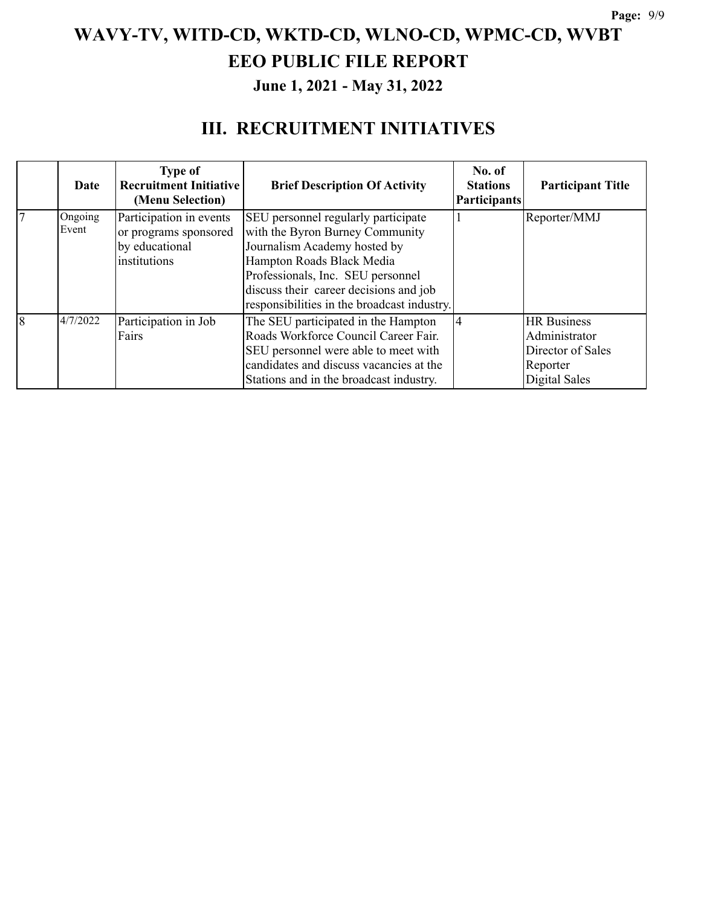# WAVY-TV, WITD-CD, WKTD-CD, WLNO-CD, WPMC-CD, WVBT

## EEO PUBLIC FILE REPORT

### June 1, 2021 - May 31, 2022

## III. RECRUITMENT INITIATIVES

| | Date | Type of Recruitment Initiative (Menu Selection) | Brief Description Of Activity | No. of Stations Participants | Participant Title |
|---|---|---|---|---|---|
| 7 | Ongoing Event | Participation in events or programs sponsored by educational institutions | SEU personnel regularly participate with the Byron Burney Community Journalism Academy hosted by Hampton Roads Black Media Professionals, Inc. SEU personnel discuss their career decisions and job responsibilities in the broadcast industry. | 1 | Reporter/MMJ |
| 8 | 4/7/2022 | Participation in Job Fairs | The SEU participated in the Hampton Roads Workforce Council Career Fair. SEU personnel were able to meet with candidates and discuss vacancies at the Stations and in the broadcast industry. | 4 | HR Business Administrator<br>Director of Sales<br>Reporter<br>Digital Sales |